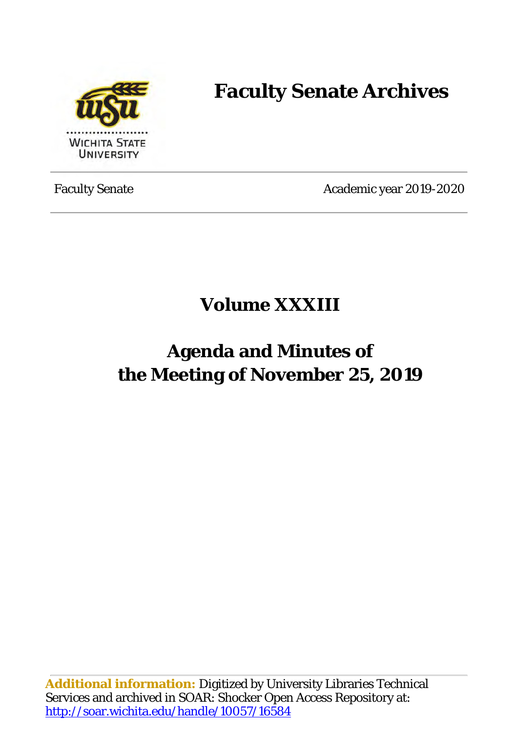# Faculty Senate Archives

Faculty Senate | Academic year 2019-2020

## Volume XXXIII

## Agenda and Minutes of the Meeting of November 25, 2019

**Additional information:** Digitized by University Libraries Technical Services and archived in SOAR: Shocker Open Access Repository at: http://soar.wichita.edu/handle/10057/16584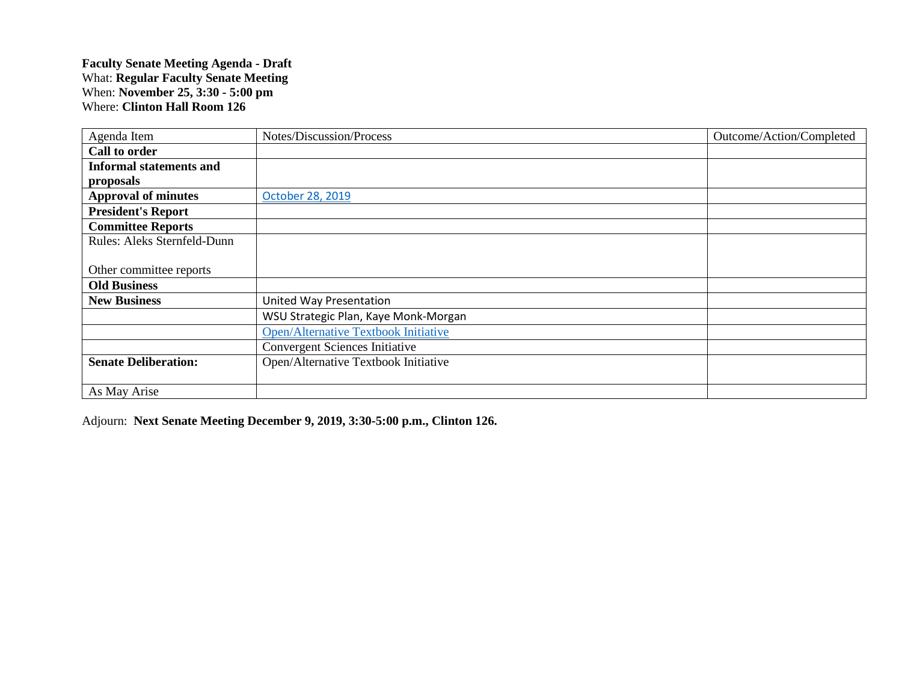**Faculty Senate Meeting Agenda - Draft**
What: **Regular Faculty Senate Meeting**
When: **November 25, 3:30 - 5:00 pm**
Where: **Clinton Hall Room 126**

| Agenda Item | Notes/Discussion/Process | Outcome/Action/Completed |
|---|---|---|
| **Call to order** | | |
| **Informal statements and proposals** | | |
| **Approval of minutes** | October 28, 2019 | |
| **President's Report** | | |
| **Committee Reports** | | |
| Rules: Aleks Sternfeld-Dunn<br><br>Other committee reports | | |
| **Old Business** | | |
| **New Business** | United Way Presentation | |
| | WSU Strategic Plan, Kaye Monk-Morgan | |
| | Open/Alternative Textbook Initiative | |
| | Convergent Sciences Initiative | |
| **Senate Deliberation:** | Open/Alternative Textbook Initiative | |
| As May Arise | | |

Adjourn: **Next Senate Meeting December 9, 2019, 3:30-5:00 p.m., Clinton 126.**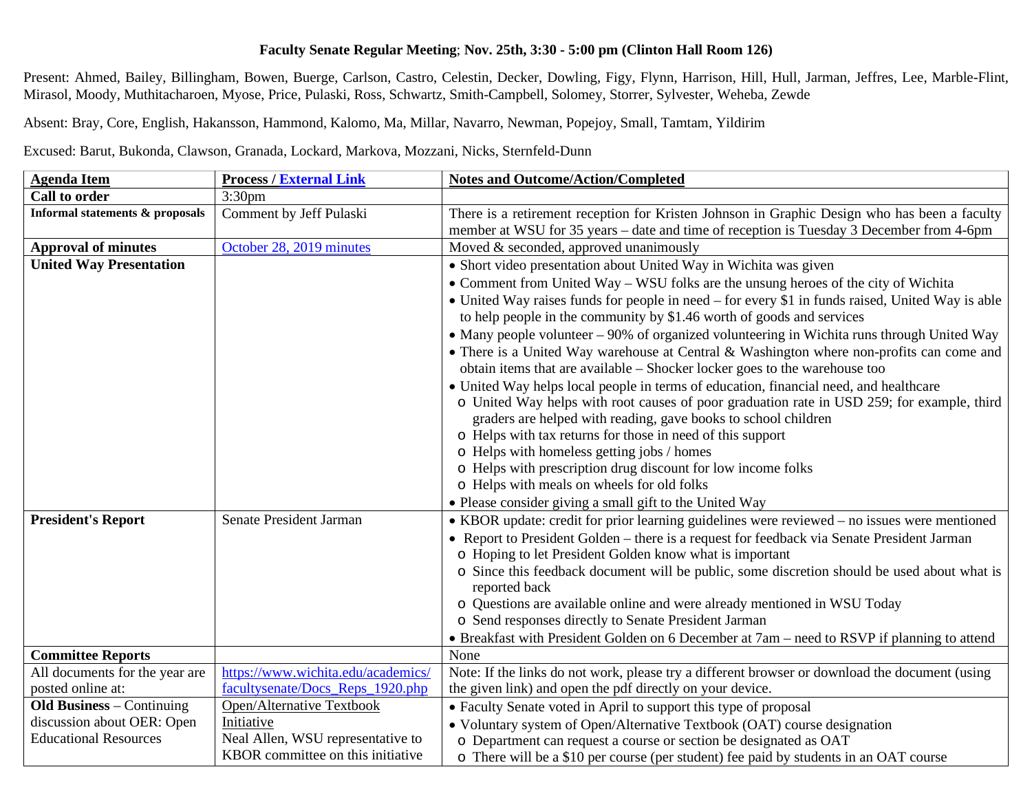**Faculty Senate Regular Meeting**; **Nov. 25th, 3:30 - 5:00 pm (Clinton Hall Room 126)**

Present: Ahmed, Bailey, Billingham, Bowen, Buerge, Carlson, Castro, Celestin, Decker, Dowling, Figy, Flynn, Harrison, Hill, Hull, Jarman, Jeffres, Lee, Marble-Flint, Mirasol, Moody, Muthitacharoen, Myose, Price, Pulaski, Ross, Schwartz, Smith-Campbell, Solomey, Storrer, Sylvester, Weheba, Zewde

Absent: Bray, Core, English, Hakansson, Hammond, Kalomo, Ma, Millar, Navarro, Newman, Popejoy, Small, Tamtam, Yildirim

Excused: Barut, Bukonda, Clawson, Granada, Lockard, Markova, Mozzani, Nicks, Sternfeld-Dunn

| **Agenda Item** | **Process / External Link** | **Notes and Outcome/Action/Completed** |
|---|---|---|
| **Call to order** | 3:30pm | |
| **Informal statements & proposals** | Comment by Jeff Pulaski | There is a retirement reception for Kristen Johnson in Graphic Design who has been a faculty member at WSU for 35 years – date and time of reception is Tuesday 3 December from 4-6pm |
| **Approval of minutes** | October 28, 2019 minutes | Moved & seconded, approved unanimously |
| **United Way Presentation** | | • Short video presentation about United Way in Wichita was given<br>• Comment from United Way – WSU folks are the unsung heroes of the city of Wichita<br>• United Way raises funds for people in need – for every $1 in funds raised, United Way is able to help people in the community by $1.46 worth of goods and services<br>• Many people volunteer – 90% of organized volunteering in Wichita runs through United Way<br>• There is a United Way warehouse at Central & Washington where non-profits can come and obtain items that are available – Shocker locker goes to the warehouse too<br>• United Way helps local people in terms of education, financial need, and healthcare<br>  o United Way helps with root causes of poor graduation rate in USD 259; for example, third graders are helped with reading, gave books to school children<br>  o Helps with tax returns for those in need of this support<br>  o Helps with homeless getting jobs / homes<br>  o Helps with prescription drug discount for low income folks<br>  o Helps with meals on wheels for old folks<br>• Please consider giving a small gift to the United Way |
| **President's Report** | Senate President Jarman | • KBOR update: credit for prior learning guidelines were reviewed – no issues were mentioned<br>• Report to President Golden – there is a request for feedback via Senate President Jarman<br>  o Hoping to let President Golden know what is important<br>  o Since this feedback document will be public, some discretion should be used about what is reported back<br>  o Questions are available online and were already mentioned in WSU Today<br>  o Send responses directly to Senate President Jarman<br>• Breakfast with President Golden on 6 December at 7am – need to RSVP if planning to attend |
| **Committee Reports** | | None |
| All documents for the year are posted online at: | https://www.wichita.edu/academics/facultysenate/Docs_Reps_1920.php | Note: If the links do not work, please try a different browser or download the document (using the given link) and open the pdf directly on your device. |
| **Old Business** – Continuing discussion about OER: Open Educational Resources | Open/Alternative Textbook Initiative<br>Neal Allen, WSU representative to KBOR committee on this initiative | • Faculty Senate voted in April to support this type of proposal<br>• Voluntary system of Open/Alternative Textbook (OAT) course designation<br>  o Department can request a course or section be designated as OAT<br>  o There will be a $10 per course (per student) fee paid by students in an OAT course |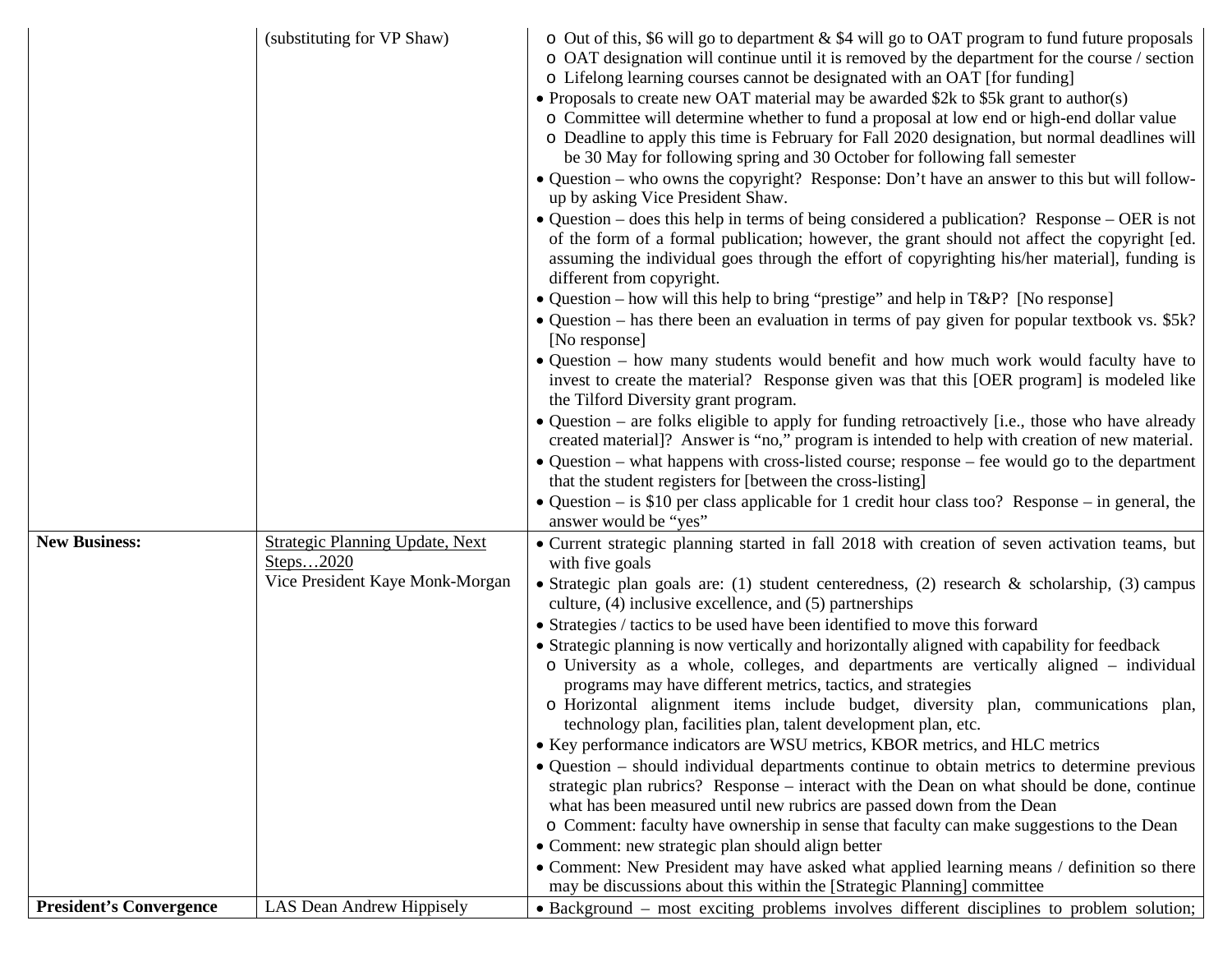| | | |
|---|---|---|
| | (substituting for VP Shaw) | o Out of this, \$6 will go to department & \$4 will go to OAT program to fund future proposals<br>o OAT designation will continue until it is removed by the department for the course / section<br>o Lifelong learning courses cannot be designated with an OAT [for funding]<br>• Proposals to create new OAT material may be awarded \$2k to \$5k grant to author(s)<br>o Committee will determine whether to fund a proposal at low end or high-end dollar value<br>o Deadline to apply this time is February for Fall 2020 designation, but normal deadlines will be 30 May for following spring and 30 October for following fall semester<br>• Question – who owns the copyright? Response: Don't have an answer to this but will follow-up by asking Vice President Shaw.<br>• Question – does this help in terms of being considered a publication? Response – OER is not of the form of a formal publication; however, the grant should not affect the copyright [ed. assuming the individual goes through the effort of copyrighting his/her material], funding is different from copyright.<br>• Question – how will this help to bring "prestige" and help in T&P? [No response]<br>• Question – has there been an evaluation in terms of pay given for popular textbook vs. \$5k? [No response]<br>• Question – how many students would benefit and how much work would faculty have to invest to create the material? Response given was that this [OER program] is modeled like the Tilford Diversity grant program.<br>• Question – are folks eligible to apply for funding retroactively [i.e., those who have already created material]? Answer is "no," program is intended to help with creation of new material.<br>• Question – what happens with cross-listed course; response – fee would go to the department that the student registers for [between the cross-listing]<br>• Question – is \$10 per class applicable for 1 credit hour class too? Response – in general, the answer would be "yes" |
| **New Business:** | <u>Strategic Planning Update, Next Steps…2020</u><br>Vice President Kaye Monk-Morgan | • Current strategic planning started in fall 2018 with creation of seven activation teams, but with five goals<br>• Strategic plan goals are: (1) student centeredness, (2) research & scholarship, (3) campus culture, (4) inclusive excellence, and (5) partnerships<br>• Strategies / tactics to be used have been identified to move this forward<br>• Strategic planning is now vertically and horizontally aligned with capability for feedback<br>o University as a whole, colleges, and departments are vertically aligned – individual programs may have different metrics, tactics, and strategies<br>o Horizontal alignment items include budget, diversity plan, communications plan, technology plan, facilities plan, talent development plan, etc.<br>• Key performance indicators are WSU metrics, KBOR metrics, and HLC metrics<br>• Question – should individual departments continue to obtain metrics to determine previous strategic plan rubrics? Response – interact with the Dean on what should be done, continue what has been measured until new rubrics are passed down from the Dean<br>o Comment: faculty have ownership in sense that faculty can make suggestions to the Dean<br>• Comment: new strategic plan should align better<br>• Comment: New President may have asked what applied learning means / definition so there may be discussions about this within the [Strategic Planning] committee |
| **President's Convergence** | LAS Dean Andrew Hippisely | • Background – most exciting problems involves different disciplines to problem solution; |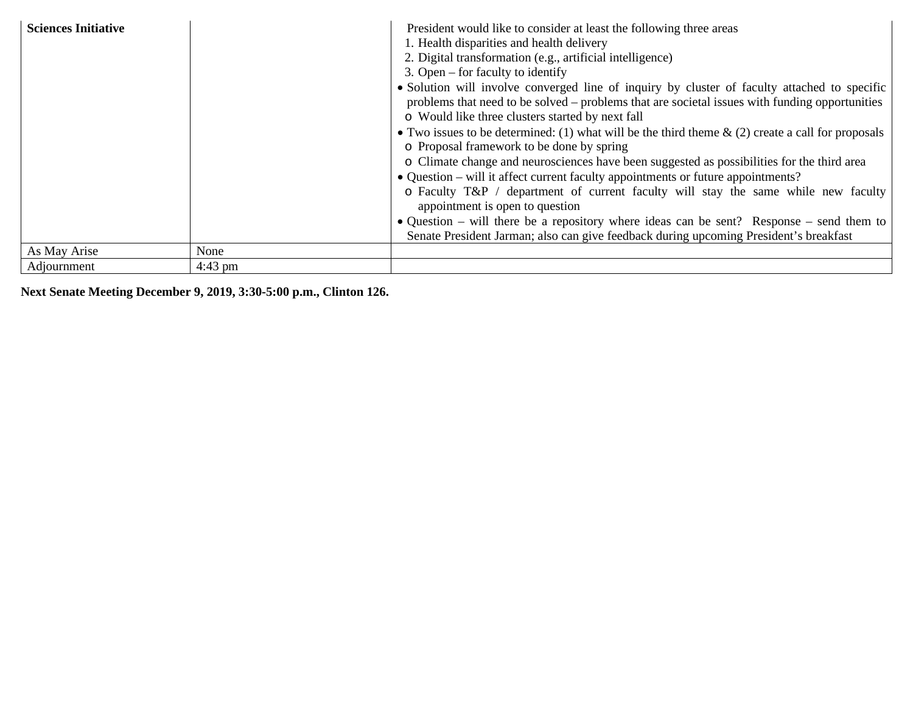| | | |
|---|---|---|
| **Sciences Initiative** | | President would like to consider at least the following three areas<br>1. Health disparities and health delivery<br>2. Digital transformation (e.g., artificial intelligence)<br>3. Open – for faculty to identify<br>• Solution will involve converged line of inquiry by cluster of faculty attached to specific problems that need to be solved – problems that are societal issues with funding opportunities<br>o Would like three clusters started by next fall<br>• Two issues to be determined: (1) what will be the third theme & (2) create a call for proposals<br>o Proposal framework to be done by spring<br>o Climate change and neurosciences have been suggested as possibilities for the third area<br>• Question – will it affect current faculty appointments or future appointments?<br>o Faculty T&P / department of current faculty will stay the same while new faculty appointment is open to question<br>• Question – will there be a repository where ideas can be sent? Response – send them to Senate President Jarman; also can give feedback during upcoming President's breakfast |
| As May Arise | None | |
| Adjournment | 4:43 pm | |

**Next Senate Meeting December 9, 2019, 3:30-5:00 p.m., Clinton 126.**